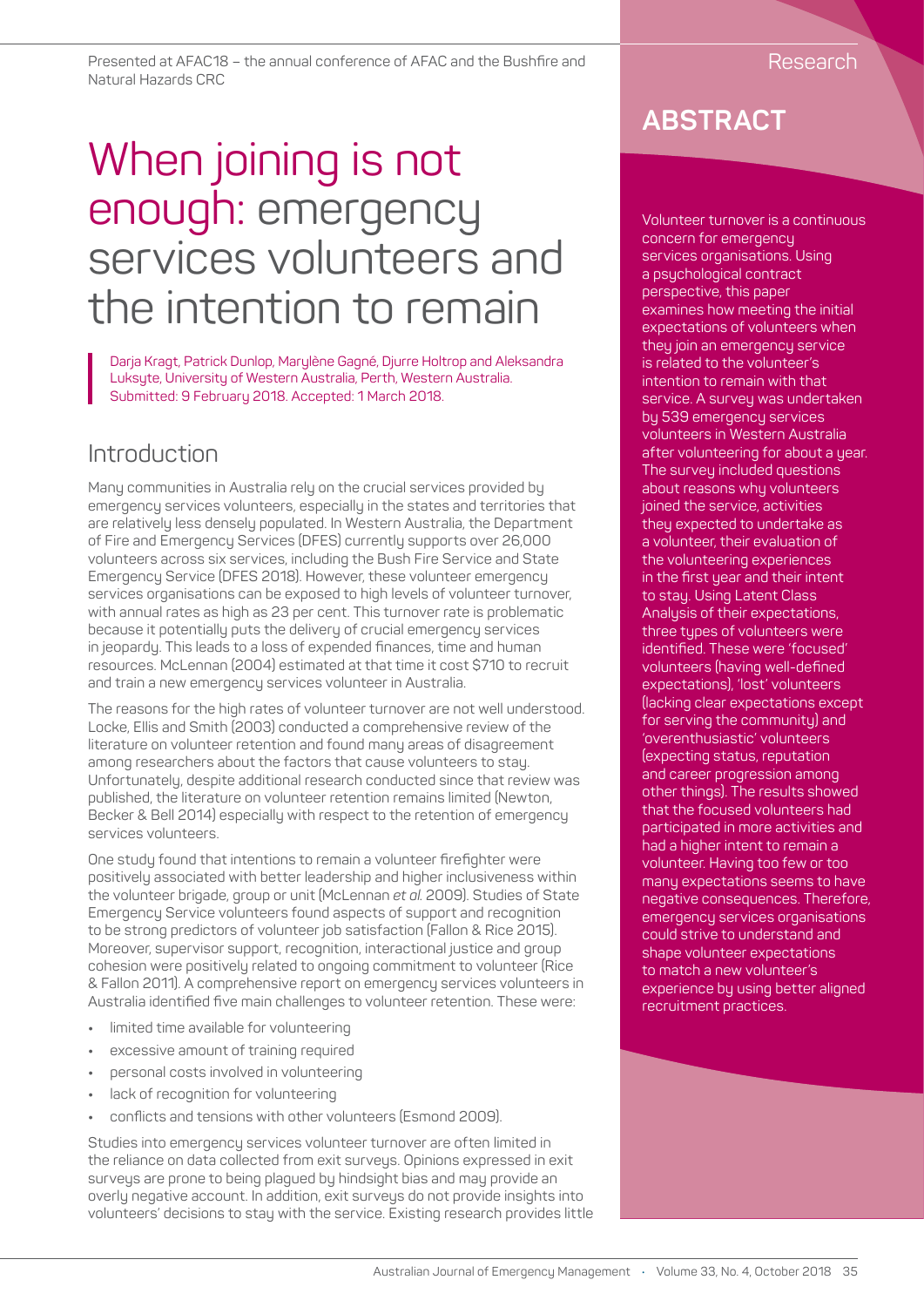Presented at AFAC18 – the annual conference of AFAC and the Bushfire and Natural Hazards CRC

Research

# When joining is not enough: emergency services volunteers and the intention to remain

Darja Kragt, Patrick Dunlop, Marylène Gagné, Djurre Holtrop and Aleksandra Luksyte, University of Western Australia, Perth, Western Australia.
Submitted: 9 February 2018. Accepted: 1 March 2018.

## ABSTRACT

Volunteer turnover is a continuous concern for emergency services organisations. Using a psychological contract perspective, this paper examines how meeting the initial expectations of volunteers when they join an emergency service is related to the volunteer's intention to remain with that service. A survey was undertaken by 539 emergency services volunteers in Western Australia after volunteering for about a year. The survey included questions about reasons why volunteers joined the service, activities they expected to undertake as a volunteer, their evaluation of the volunteering experiences in the first year and their intent to stay. Using Latent Class Analysis of their expectations, three types of volunteers were identified. These were 'focused' volunteers (having well-defined expectations), 'lost' volunteers (lacking clear expectations except for serving the community) and 'overenthusiastic' volunteers (expecting status, reputation and career progression among other things). The results showed that the focused volunteers had participated in more activities and had a higher intent to remain a volunteer. Having too few or too many expectations seems to have negative consequences. Therefore, emergency services organisations could strive to understand and shape volunteer expectations to match a new volunteer's experience by using better aligned recruitment practices.

## Introduction

Many communities in Australia rely on the crucial services provided by emergency services volunteers, especially in the states and territories that are relatively less densely populated. In Western Australia, the Department of Fire and Emergency Services (DFES) currently supports over 26,000 volunteers across six services, including the Bush Fire Service and State Emergency Service (DFES 2018). However, these volunteer emergency services organisations can be exposed to high levels of volunteer turnover, with annual rates as high as 23 per cent. This turnover rate is problematic because it potentially puts the delivery of crucial emergency services in jeopardy. This leads to a loss of expended finances, time and human resources. McLennan (2004) estimated at that time it cost $710 to recruit and train a new emergency services volunteer in Australia.

The reasons for the high rates of volunteer turnover are not well understood. Locke, Ellis and Smith (2003) conducted a comprehensive review of the literature on volunteer retention and found many areas of disagreement among researchers about the factors that cause volunteers to stay. Unfortunately, despite additional research conducted since that review was published, the literature on volunteer retention remains limited (Newton, Becker & Bell 2014) especially with respect to the retention of emergency services volunteers.

One study found that intentions to remain a volunteer firefighter were positively associated with better leadership and higher inclusiveness within the volunteer brigade, group or unit (McLennan *et al.* 2009). Studies of State Emergency Service volunteers found aspects of support and recognition to be strong predictors of volunteer job satisfaction (Fallon & Rice 2015). Moreover, supervisor support, recognition, interactional justice and group cohesion were positively related to ongoing commitment to volunteer (Rice & Fallon 2011). A comprehensive report on emergency services volunteers in Australia identified five main challenges to volunteer retention. These were:

- limited time available for volunteering
- excessive amount of training required
- personal costs involved in volunteering
- lack of recognition for volunteering
- conflicts and tensions with other volunteers (Esmond 2009).

Studies into emergency services volunteer turnover are often limited in the reliance on data collected from exit surveys. Opinions expressed in exit surveys are prone to being plagued by hindsight bias and may provide an overly negative account. In addition, exit surveys do not provide insights into volunteers' decisions to stay with the service. Existing research provides little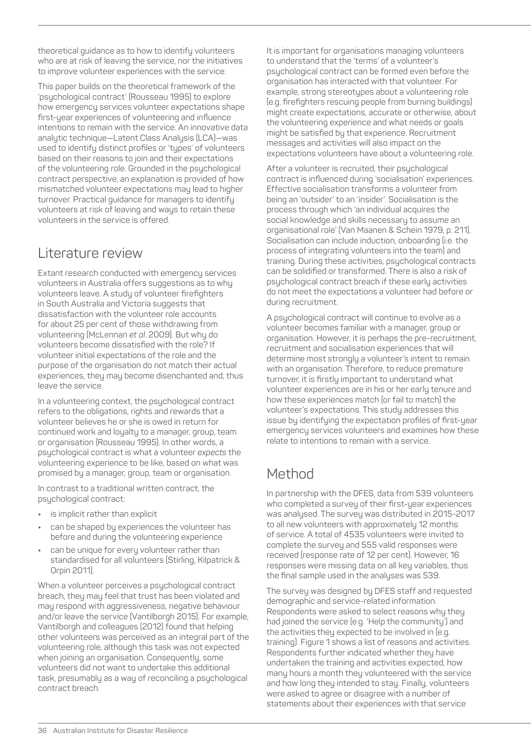theoretical guidance as to how to identify volunteers who are at risk of leaving the service, nor the initiatives to improve volunteer experiences with the service.

This paper builds on the theoretical framework of the 'psychological contract' (Rousseau 1995) to explore how emergency services volunteer expectations shape first-year experiences of volunteering and influence intentions to remain with the service. An innovative data analytic technique—Latent Class Analysis (LCA)—was used to identify distinct profiles or 'types' of volunteers based on their reasons to join and their expectations of the volunteering role. Grounded in the psychological contract perspective, an explanation is provided of how mismatched volunteer expectations may lead to higher turnover. Practical guidance for managers to identify volunteers at risk of leaving and ways to retain these volunteers in the service is offered.

## Literature review

Extant research conducted with emergency services volunteers in Australia offers suggestions as to why volunteers leave. A study of volunteer firefighters in South Australia and Victoria suggests that dissatisfaction with the volunteer role accounts for about 25 per cent of those withdrawing from volunteering (McLennan *et al.* 2009). But why do volunteers become dissatisfied with the role? If volunteer initial expectations of the role and the purpose of the organisation do not match their actual experiences, they may become disenchanted and, thus leave the service.

In a volunteering context, the psychological contract refers to the obligations, rights and rewards that a volunteer believes he or she is owed in return for continued work and loyalty to a manager, group, team or organisation (Rousseau 1995). In other words, a psychological contract is what a volunteer *expects* the volunteering experience to be like, based on what was promised by a manager, group, team or organisation.

In contrast to a traditional written contract, the psychological contract:

- is implicit rather than explicit
- can be shaped by experiences the volunteer has before and during the volunteering experience
- can be unique for every volunteer rather than standardised for all volunteers (Stirling, Kilpatrick & Orpin 2011).

When a volunteer perceives a psychological contract breach, they may feel that trust has been violated and may respond with aggressiveness, negative behaviour and/or leave the service (Vantilborgh 2015). For example, Vantilborgh and colleagues (2012) found that helping other volunteers was perceived as an integral part of the volunteering role, although this task was not expected when joining an organisation. Consequently, some volunteers did not want to undertake this additional task, presumably as a way of reconciling a psychological contract breach.

It is important for organisations managing volunteers to understand that the 'terms' of a volunteer's psychological contract can be formed even before the organisation has interacted with that volunteer. For example, strong stereotypes about a volunteering role (e.g. firefighters rescuing people from burning buildings) might create expectations, accurate or otherwise, about the volunteering experience and what needs or goals might be satisfied by that experience. Recruitment messages and activities will also impact on the expectations volunteers have about a volunteering role.

After a volunteer is recruited, their psychological contract is influenced during 'socialisation' experiences. Effective socialisation transforms a volunteer from being an 'outsider' to an 'insider'. Socialisation is the process through which 'an individual acquires the social knowledge and skills necessary to assume an organisational role' (Van Maanen & Schein 1979, p. 211). Socialisation can include induction, onboarding (i.e. the process of integrating volunteers into the team) and training. During these activities, psychological contracts can be solidified or transformed. There is also a risk of psychological contract breach if these early activities do not meet the expectations a volunteer had before or during recruitment.

A psychological contract will continue to evolve as a volunteer becomes familiar with a manager, group or organisation. However, it is perhaps the pre-recruitment, recruitment and socialisation experiences that will determine most strongly a volunteer's intent to remain with an organisation. Therefore, to reduce premature turnover, it is firstly important to understand what volunteer experiences are in his or her early tenure and how these experiences match (or fail to match) the volunteer's expectations. This study addresses this issue by identifying the expectation profiles of first-year emergency services volunteers and examines how these relate to intentions to remain with a service.

## Method

In partnership with the DFES, data from 539 volunteers who completed a survey of their first-year experiences was analysed. The survey was distributed in 2015-2017 to all new volunteers with approximately 12 months of service. A total of 4535 volunteers were invited to complete the survey and 555 valid responses were received (response rate of 12 per cent). However, 16 responses were missing data on all key variables, thus the final sample used in the analyses was 539.

The survey was designed by DFES staff and requested demographic and service-related information. Respondents were asked to select reasons why they had joined the service (e.g. 'Help the community') and the activities they expected to be involved in (e.g. training). Figure 1 shows a list of reasons and activities. Respondents further indicated whether they have undertaken the training and activities expected, how many hours a month they volunteered with the service and how long they intended to stay. Finally, volunteers were asked to agree or disagree with a number of statements about their experiences with that service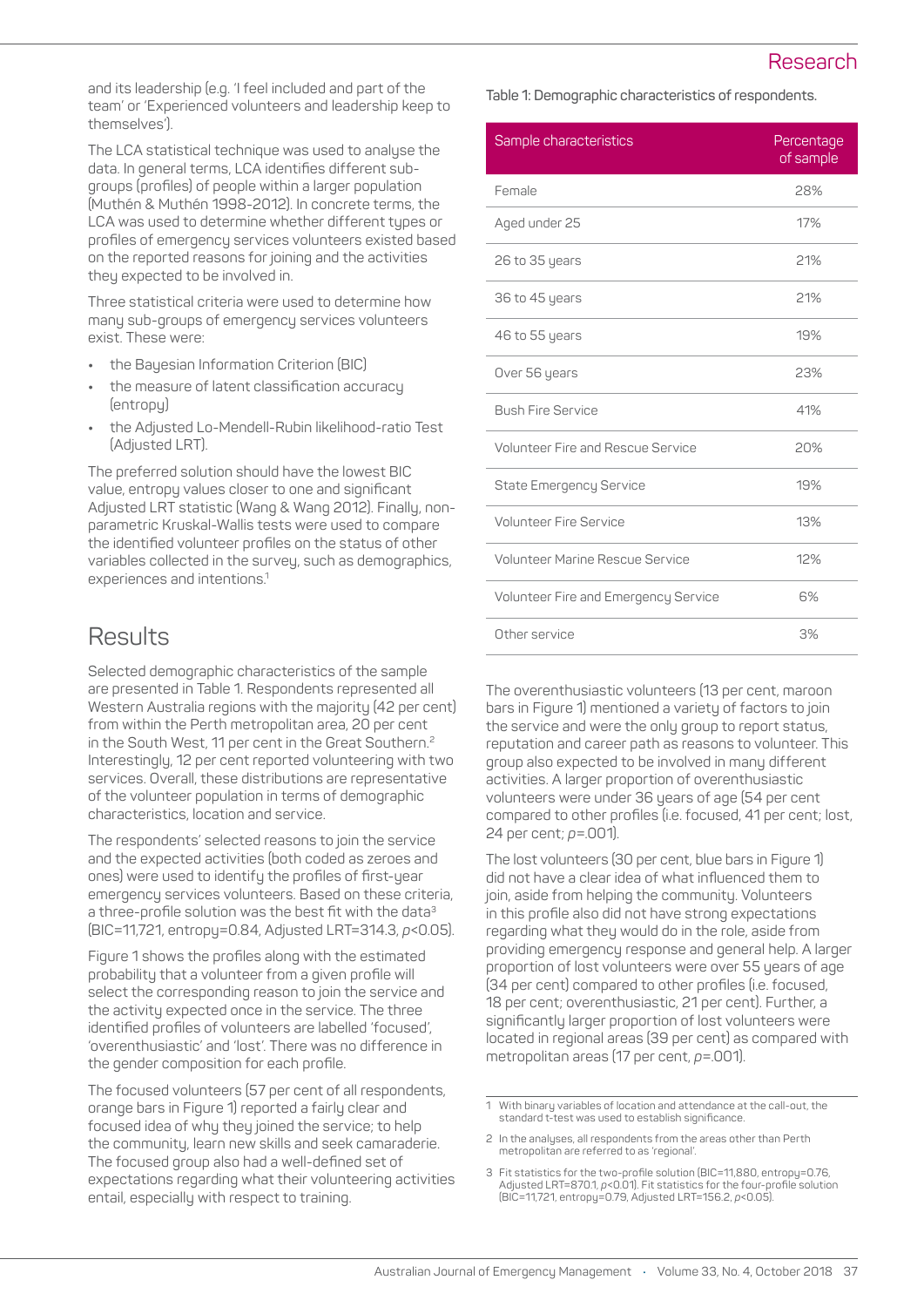and its leadership (e.g. 'I feel included and part of the team' or 'Experienced volunteers and leadership keep to themselves').

The LCA statistical technique was used to analyse the data. In general terms, LCA identifies different sub-groups (profiles) of people within a larger population (Muthén & Muthén 1998-2012). In concrete terms, the LCA was used to determine whether different types or profiles of emergency services volunteers existed based on the reported reasons for joining and the activities they expected to be involved in.

Three statistical criteria were used to determine how many sub-groups of emergency services volunteers exist. These were:

- the Bayesian Information Criterion (BIC)
- the measure of latent classification accuracy (entropy)
- the Adjusted Lo-Mendell-Rubin likelihood-ratio Test (Adjusted LRT).

The preferred solution should have the lowest BIC value, entropy values closer to one and significant Adjusted LRT statistic (Wang & Wang 2012). Finally, non-parametric Kruskal-Wallis tests were used to compare the identified volunteer profiles on the status of other variables collected in the survey, such as demographics, experiences and intentions.[1]

## Results

Selected demographic characteristics of the sample are presented in Table 1. Respondents represented all Western Australia regions with the majority (42 per cent) from within the Perth metropolitan area, 20 per cent in the South West, 11 per cent in the Great Southern.[2] Interestingly, 12 per cent reported volunteering with two services. Overall, these distributions are representative of the volunteer population in terms of demographic characteristics, location and service.

The respondents' selected reasons to join the service and the expected activities (both coded as zeroes and ones) were used to identify the profiles of first-year emergency services volunteers. Based on these criteria, a three-profile solution was the best fit with the data[3] (BIC=11,721, entropy=0.84, Adjusted LRT=314.3, $p<0.05$).

Figure 1 shows the profiles along with the estimated probability that a volunteer from a given profile will select the corresponding reason to join the service and the activity expected once in the service. The three identified profiles of volunteers are labelled 'focused', 'overenthusiastic' and 'lost'. There was no difference in the gender composition for each profile.

The focused volunteers (57 per cent of all respondents, orange bars in Figure 1) reported a fairly clear and focused idea of why they joined the service; to help the community, learn new skills and seek camaraderie. The focused group also had a well-defined set of expectations regarding what their volunteering activities entail, especially with respect to training.

Table 1: Demographic characteristics of respondents.

| Sample characteristics | Percentage of sample |
|---|---|
| Female | 28% |
| Aged under 25 | 17% |
| 26 to 35 years | 21% |
| 36 to 45 years | 21% |
| 46 to 55 years | 19% |
| Over 56 years | 23% |
| Bush Fire Service | 41% |
| Volunteer Fire and Rescue Service | 20% |
| State Emergency Service | 19% |
| Volunteer Fire Service | 13% |
| Volunteer Marine Rescue Service | 12% |
| Volunteer Fire and Emergency Service | 6% |
| Other service | 3% |

The overenthusiastic volunteers (13 per cent, maroon bars in Figure 1) mentioned a variety of factors to join the service and were the only group to report status, reputation and career path as reasons to volunteer. This group also expected to be involved in many different activities. A larger proportion of overenthusiastic volunteers were under 36 years of age (54 per cent compared to other profiles (i.e. focused, 41 per cent; lost, 24 per cent; $p$=.001).

The lost volunteers (30 per cent, blue bars in Figure 1) did not have a clear idea of what influenced them to join, aside from helping the community. Volunteers in this profile also did not have strong expectations regarding what they would do in the role, aside from providing emergency response and general help. A larger proportion of lost volunteers were over 55 years of age (34 per cent) compared to other profiles (i.e. focused, 18 per cent; overenthusiastic, 21 per cent). Further, a significantly larger proportion of lost volunteers were located in regional areas (39 per cent) as compared with metropolitan areas (17 per cent, $p$=.001).

1 With binary variables of location and attendance at the call-out, the standard t-test was used to establish significance.

2 In the analyses, all respondents from the areas other than Perth metropolitan are referred to as 'regional'.

3 Fit statistics for the two-profile solution (BIC=11,880, entropy=0.76, Adjusted LRT=870.1, $p<0.01$). Fit statistics for the four-profile solution (BIC=11,721, entropy=0.79, Adjusted LRT=156.2, $p<0.05$).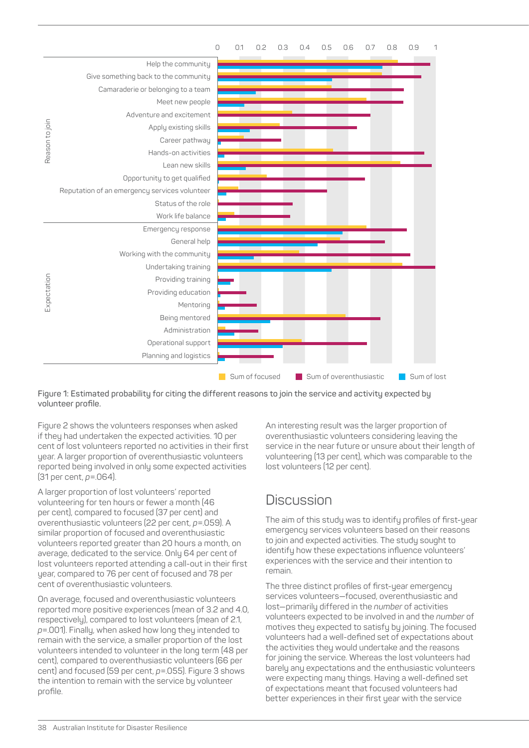Figure 1: Estimated probability for citing the different reasons to join the service and activity expected by volunteer profile.

Figure 2 shows the volunteers responses when asked if they had undertaken the expected activities. 10 per cent of lost volunteers reported no activities in their first year. A larger proportion of overenthusiastic volunteers reported being involved in only some expected activities (31 per cent, $p$=.064).

A larger proportion of lost volunteers' reported volunteering for ten hours or fewer a month (46 per cent), compared to focused (37 per cent) and overenthusiastic volunteers (22 per cent, $p$=.059). A similar proportion of focused and overenthusiastic volunteers reported greater than 20 hours a month, on average, dedicated to the service. Only 64 per cent of lost volunteers reported attending a call-out in their first year, compared to 76 per cent of focused and 78 per cent of overenthusiastic volunteers.

On average, focused and overenthusiastic volunteers reported more positive experiences (mean of 3.2 and 4.0, respectively), compared to lost volunteers (mean of 2.1, $p$=.001). Finally, when asked how long they intended to remain with the service, a smaller proportion of the lost volunteers intended to volunteer in the long term (48 per cent), compared to overenthusiastic volunteers (66 per cent) and focused (59 per cent, $p$=.055). Figure 3 shows the intention to remain with the service by volunteer profile.

An interesting result was the larger proportion of overenthusiastic volunteers considering leaving the service in the near future or unsure about their length of volunteering (13 per cent), which was comparable to the lost volunteers (12 per cent).

## Discussion

The aim of this study was to identify profiles of first-year emergency services volunteers based on their reasons to join and expected activities. The study sought to identify how these expectations influence volunteers' experiences with the service and their intention to remain.

The three distinct profiles of first-year emergency services volunteers—focused, overenthusiastic and lost—primarily differed in the *number* of activities volunteers expected to be involved in and the *number* of motives they expected to satisfy by joining. The focused volunteers had a well-defined set of expectations about the activities they would undertake and the reasons for joining the service. Whereas the lost volunteers had barely any expectations and the enthusiastic volunteers were expecting many things. Having a well-defined set of expectations meant that focused volunteers had better experiences in their first year with the service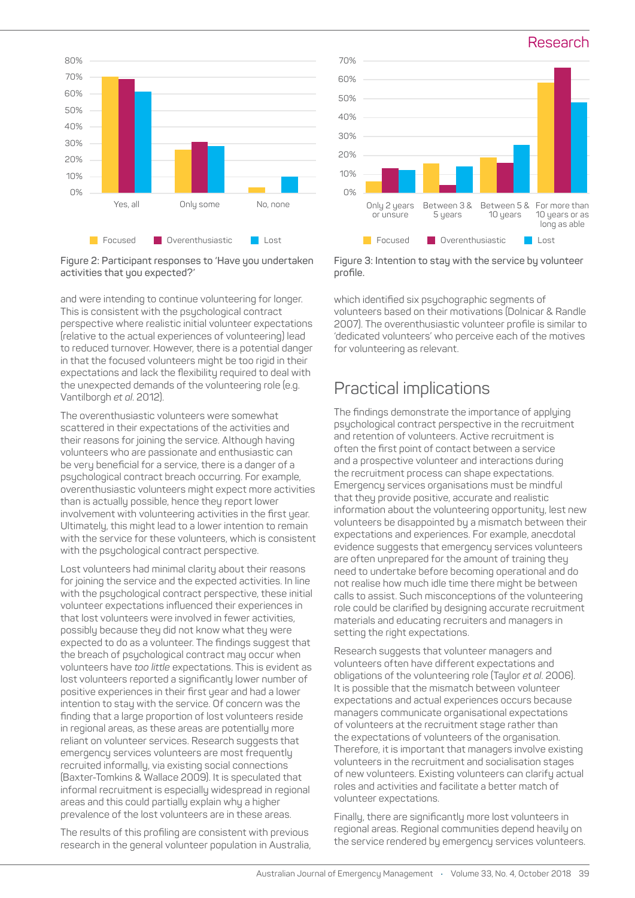Figure 2: Participant responses to 'Have you undertaken activities that you expected?'

Figure 3: Intention to stay with the service by volunteer profile.

and were intending to continue volunteering for longer. This is consistent with the psychological contract perspective where realistic initial volunteer expectations (relative to the actual experiences of volunteering) lead to reduced turnover. However, there is a potential danger in that the focused volunteers might be too rigid in their expectations and lack the flexibility required to deal with the unexpected demands of the volunteering role (e.g. Vantilborgh *et al.* 2012).

The overenthusiastic volunteers were somewhat scattered in their expectations of the activities and their reasons for joining the service. Although having volunteers who are passionate and enthusiastic can be very beneficial for a service, there is a danger of a psychological contract breach occurring. For example, overenthusiastic volunteers might expect more activities than is actually possible, hence they report lower involvement with volunteering activities in the first year. Ultimately, this might lead to a lower intention to remain with the service for these volunteers, which is consistent with the psychological contract perspective.

Lost volunteers had minimal clarity about their reasons for joining the service and the expected activities. In line with the psychological contract perspective, these initial volunteer expectations influenced their experiences in that lost volunteers were involved in fewer activities, possibly because they did not know what they were expected to do as a volunteer. The findings suggest that the breach of psychological contract may occur when volunteers have *too little* expectations. This is evident as lost volunteers reported a significantly lower number of positive experiences in their first year and had a lower intention to stay with the service. Of concern was the finding that a large proportion of lost volunteers reside in regional areas, as these areas are potentially more reliant on volunteer services. Research suggests that emergency services volunteers are most frequently recruited informally, via existing social connections (Baxter-Tomkins & Wallace 2009). It is speculated that informal recruitment is especially widespread in regional areas and this could partially explain why a higher prevalence of the lost volunteers are in these areas.

The results of this profiling are consistent with previous research in the general volunteer population in Australia, which identified six psychographic segments of volunteers based on their motivations (Dolnicar & Randle 2007). The overenthusiastic volunteer profile is similar to 'dedicated volunteers' who perceive each of the motives for volunteering as relevant.

## Practical implications

The findings demonstrate the importance of applying psychological contract perspective in the recruitment and retention of volunteers. Active recruitment is often the first point of contact between a service and a prospective volunteer and interactions during the recruitment process can shape expectations. Emergency services organisations must be mindful that they provide positive, accurate and realistic information about the volunteering opportunity, lest new volunteers be disappointed by a mismatch between their expectations and experiences. For example, anecdotal evidence suggests that emergency services volunteers are often unprepared for the amount of training they need to undertake before becoming operational and do not realise how much idle time there might be between calls to assist. Such misconceptions of the volunteering role could be clarified by designing accurate recruitment materials and educating recruiters and managers in setting the right expectations.

Research suggests that volunteer managers and volunteers often have different expectations and obligations of the volunteering role (Taylor *et al.* 2006). It is possible that the mismatch between volunteer expectations and actual experiences occurs because managers communicate organisational expectations of volunteers at the recruitment stage rather than the expectations of volunteers of the organisation. Therefore, it is important that managers involve existing volunteers in the recruitment and socialisation stages of new volunteers. Existing volunteers can clarify actual roles and activities and facilitate a better match of volunteer expectations.

Finally, there are significantly more lost volunteers in regional areas. Regional communities depend heavily on the service rendered by emergency services volunteers.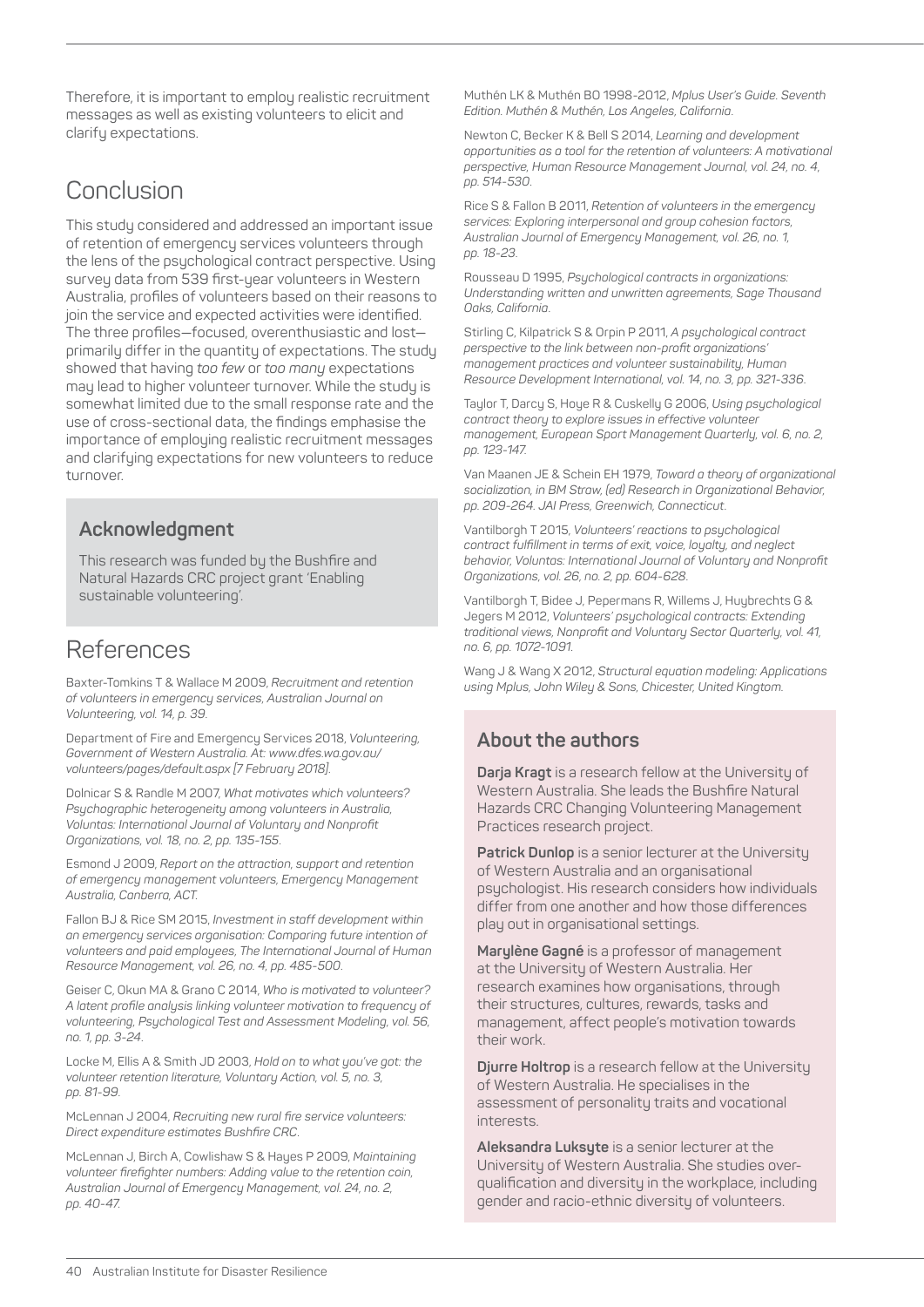Therefore, it is important to employ realistic recruitment messages as well as existing volunteers to elicit and clarify expectations.

## Conclusion

This study considered and addressed an important issue of retention of emergency services volunteers through the lens of the psychological contract perspective. Using survey data from 539 first-year volunteers in Western Australia, profiles of volunteers based on their reasons to join the service and expected activities were identified. The three profiles—focused, overenthusiastic and lost—primarily differ in the quantity of expectations. The study showed that having *too few* or *too many* expectations may lead to higher volunteer turnover. While the study is somewhat limited due to the small response rate and the use of cross-sectional data, the findings emphasise the importance of employing realistic recruitment messages and clarifying expectations for new volunteers to reduce turnover.

### Acknowledgment

This research was funded by the Bushfire and Natural Hazards CRC project grant 'Enabling sustainable volunteering'.

## References

Baxter-Tomkins T & Wallace M 2009, *Recruitment and retention of volunteers in emergency services, Australian Journal on Volunteering, vol. 14, p. 39.*

Department of Fire and Emergency Services 2018, *Volunteering, Government of Western Australia. At: www.dfes.wa.gov.au/volunteers/pages/default.aspx [7 February 2018].*

Dolnicar S & Randle M 2007, *What motivates which volunteers? Psychographic heterogeneity among volunteers in Australia, Voluntas: International Journal of Voluntary and Nonprofit Organizations, vol. 18, no. 2, pp. 135-155.*

Esmond J 2009, *Report on the attraction, support and retention of emergency management volunteers, Emergency Management Australia, Canberra, ACT.*

Fallon BJ & Rice SM 2015, *Investment in staff development within an emergency services organisation: Comparing future intention of volunteers and paid employees, The International Journal of Human Resource Management, vol. 26, no. 4, pp. 485-500.*

Geiser C, Okun MA & Grano C 2014, *Who is motivated to volunteer? A latent profile analysis linking volunteer motivation to frequency of volunteering, Psychological Test and Assessment Modeling, vol. 56, no. 1, pp. 3-24.*

Locke M, Ellis A & Smith JD 2003, *Hold on to what you've got: the volunteer retention literature, Voluntary Action, vol. 5, no. 3, pp. 81-99.*

McLennan J 2004, *Recruiting new rural fire service volunteers: Direct expenditure estimates Bushfire CRC.*

McLennan J, Birch A, Cowlishaw S & Hayes P 2009, *Maintaining volunteer firefighter numbers: Adding value to the retention coin, Australian Journal of Emergency Management, vol. 24, no. 2, pp. 40-47.*

Muthén LK & Muthén BO 1998-2012, *Mplus User's Guide. Seventh Edition. Muthén & Muthén, Los Angeles, California.*

Newton C, Becker K & Bell S 2014, *Learning and development opportunities as a tool for the retention of volunteers: A motivational perspective, Human Resource Management Journal, vol. 24, no. 4, pp. 514-530.*

Rice S & Fallon B 2011, *Retention of volunteers in the emergency services: Exploring interpersonal and group cohesion factors, Australian Journal of Emergency Management, vol. 26, no. 1, pp. 18-23.*

Rousseau D 1995, *Psychological contracts in organizations: Understanding written and unwritten agreements, Sage Thousand Oaks, California.*

Stirling C, Kilpatrick S & Orpin P 2011, *A psychological contract perspective to the link between non-profit organizations' management practices and volunteer sustainability, Human Resource Development International, vol. 14, no. 3, pp. 321-336.*

Taylor T, Darcy S, Hoye R & Cuskelly G 2006, *Using psychological contract theory to explore issues in effective volunteer management, European Sport Management Quarterly, vol. 6, no. 2, pp. 123-147.*

Van Maanen JE & Schein EH 1979, *Toward a theory of organizational socialization, in BM Straw, (ed) Research in Organizational Behavior, pp. 209-264. JAI Press, Greenwich, Connecticut.*

Vantilborgh T 2015, *Volunteers' reactions to psychological contract fulfillment in terms of exit, voice, loyalty, and neglect behavior, Voluntas: International Journal of Voluntary and Nonprofit Organizations, vol. 26, no. 2, pp. 604-628.*

Vantilborgh T, Bidee J, Pepermans R, Willems J, Huybrechts G & Jegers M 2012, *Volunteers' psychological contracts: Extending traditional views, Nonprofit and Voluntary Sector Quarterly, vol. 41, no. 6, pp. 1072-1091.*

Wang J & Wang X 2012, *Structural equation modeling: Applications using Mplus, John Wiley & Sons, Chicester, United Kingtom.*

### About the authors

**Darja Kragt** is a research fellow at the University of Western Australia. She leads the Bushfire Natural Hazards CRC Changing Volunteering Management Practices research project.

**Patrick Dunlop** is a senior lecturer at the University of Western Australia and an organisational psychologist. His research considers how individuals differ from one another and how those differences play out in organisational settings.

**Marylène Gagné** is a professor of management at the University of Western Australia. Her research examines how organisations, through their structures, cultures, rewards, tasks and management, affect people's motivation towards their work.

**Djurre Holtrop** is a research fellow at the University of Western Australia. He specialises in the assessment of personality traits and vocational interests.

**Aleksandra Luksyte** is a senior lecturer at the University of Western Australia. She studies over-qualification and diversity in the workplace, including gender and racio-ethnic diversity of volunteers.